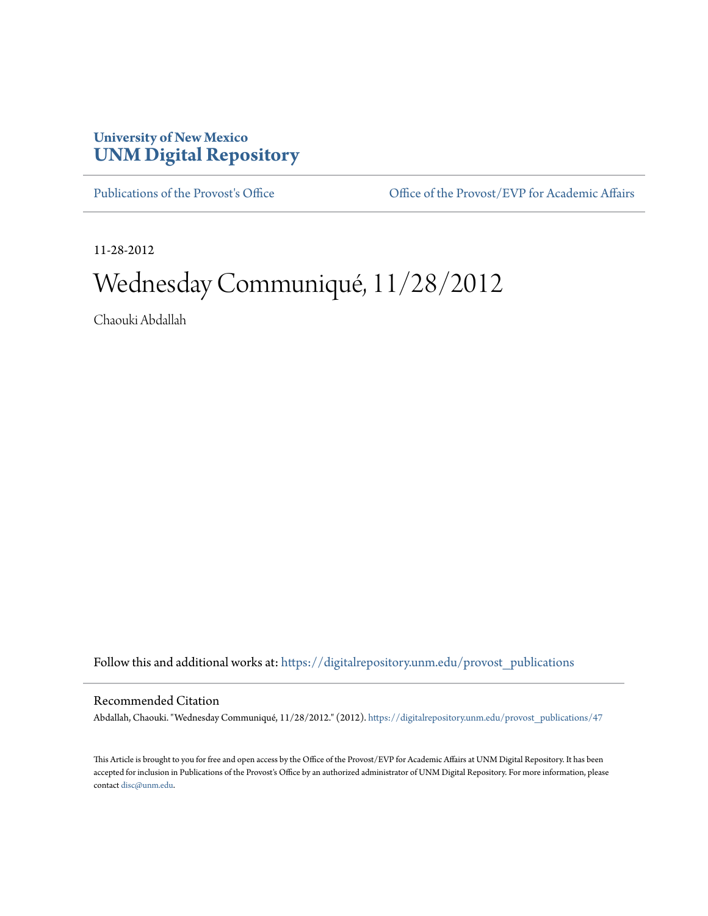**University of New Mexico**
**UNM Digital Repository**

Publications of the Provost's Office

Office of the Provost/EVP for Academic Affairs

11-28-2012

# Wednesday Communiqué, 11/28/2012

Chaouki Abdallah

Follow this and additional works at: https://digitalrepository.unm.edu/provost_publications

## Recommended Citation

Abdallah, Chaouki. "Wednesday Communiqué, 11/28/2012." (2012). https://digitalrepository.unm.edu/provost_publications/47

This Article is brought to you for free and open access by the Office of the Provost/EVP for Academic Affairs at UNM Digital Repository. It has been accepted for inclusion in Publications of the Provost's Office by an authorized administrator of UNM Digital Repository. For more information, please contact disc@unm.edu.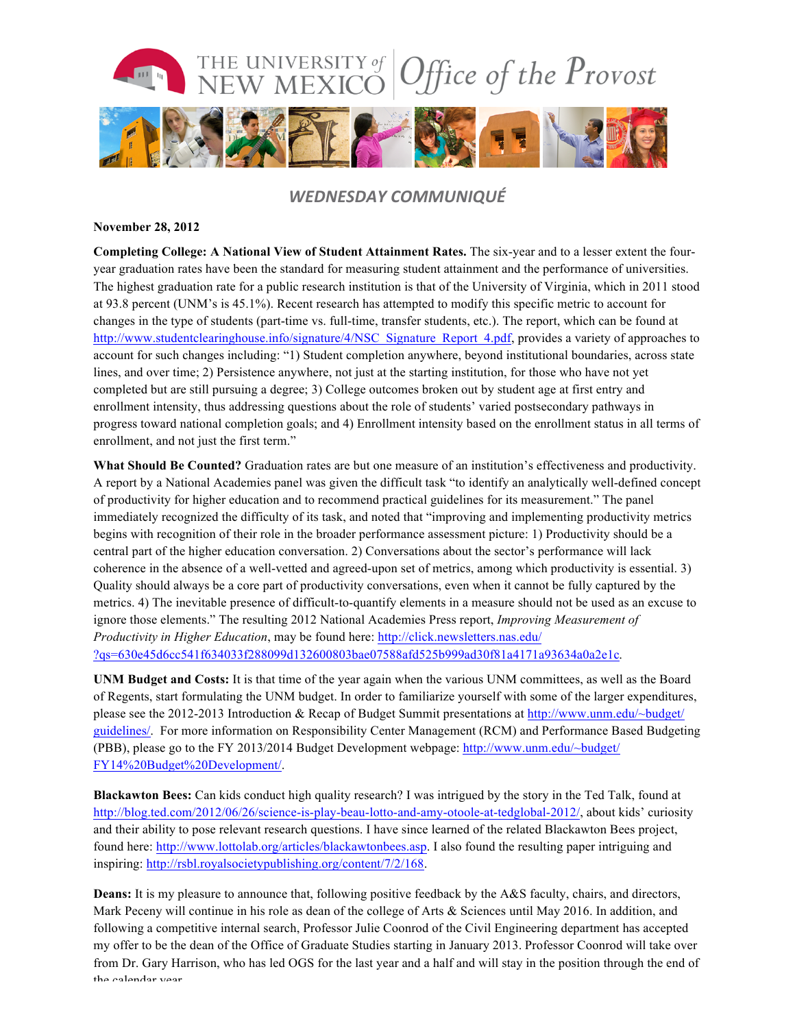# WEDNESDAY COMMUNIQUÉ

**November 28, 2012**

**Completing College: A National View of Student Attainment Rates.** The six-year and to a lesser extent the four-year graduation rates have been the standard for measuring student attainment and the performance of universities. The highest graduation rate for a public research institution is that of the University of Virginia, which in 2011 stood at 93.8 percent (UNM's is 45.1%). Recent research has attempted to modify this specific metric to account for changes in the type of students (part-time vs. full-time, transfer students, etc.). The report, which can be found at http://www.studentclearinghouse.info/signature/4/NSC_Signature_Report_4.pdf, provides a variety of approaches to account for such changes including: "1) Student completion anywhere, beyond institutional boundaries, across state lines, and over time; 2) Persistence anywhere, not just at the starting institution, for those who have not yet completed but are still pursuing a degree; 3) College outcomes broken out by student age at first entry and enrollment intensity, thus addressing questions about the role of students' varied postsecondary pathways in progress toward national completion goals; and 4) Enrollment intensity based on the enrollment status in all terms of enrollment, and not just the first term."

**What Should Be Counted?** Graduation rates are but one measure of an institution's effectiveness and productivity. A report by a National Academies panel was given the difficult task "to identify an analytically well-defined concept of productivity for higher education and to recommend practical guidelines for its measurement." The panel immediately recognized the difficulty of its task, and noted that "improving and implementing productivity metrics begins with recognition of their role in the broader performance assessment picture: 1) Productivity should be a central part of the higher education conversation. 2) Conversations about the sector's performance will lack coherence in the absence of a well-vetted and agreed-upon set of metrics, among which productivity is essential. 3) Quality should always be a core part of productivity conversations, even when it cannot be fully captured by the metrics. 4) The inevitable presence of difficult-to-quantify elements in a measure should not be used as an excuse to ignore those elements." The resulting 2012 National Academies Press report, *Improving Measurement of Productivity in Higher Education*, may be found here: http://click.newsletters.nas.edu/?qs=630e45d6cc541f634033f288099d132600803bae07588afd525b999ad30f81a4171a93634a0a2e1c.

**UNM Budget and Costs:** It is that time of the year again when the various UNM committees, as well as the Board of Regents, start formulating the UNM budget. In order to familiarize yourself with some of the larger expenditures, please see the 2012-2013 Introduction & Recap of Budget Summit presentations at http://www.unm.edu/~budget/guidelines/. For more information on Responsibility Center Management (RCM) and Performance Based Budgeting (PBB), please go to the FY 2013/2014 Budget Development webpage: http://www.unm.edu/~budget/FY14%20Budget%20Development/.

**Blackawton Bees:** Can kids conduct high quality research? I was intrigued by the story in the Ted Talk, found at http://blog.ted.com/2012/06/26/science-is-play-beau-lotto-and-amy-otoole-at-tedglobal-2012/, about kids' curiosity and their ability to pose relevant research questions. I have since learned of the related Blackawton Bees project, found here: http://www.lottolab.org/articles/blackawtonbees.asp. I also found the resulting paper intriguing and inspiring: http://rsbl.royalsocietypublishing.org/content/7/2/168.

**Deans:** It is my pleasure to announce that, following positive feedback by the A&S faculty, chairs, and directors, Mark Peceny will continue in his role as dean of the college of Arts & Sciences until May 2016. In addition, and following a competitive internal search, Professor Julie Coonrod of the Civil Engineering department has accepted my offer to be the dean of the Office of Graduate Studies starting in January 2013. Professor Coonrod will take over from Dr. Gary Harrison, who has led OGS for the last year and a half and will stay in the position through the end of the calendar year.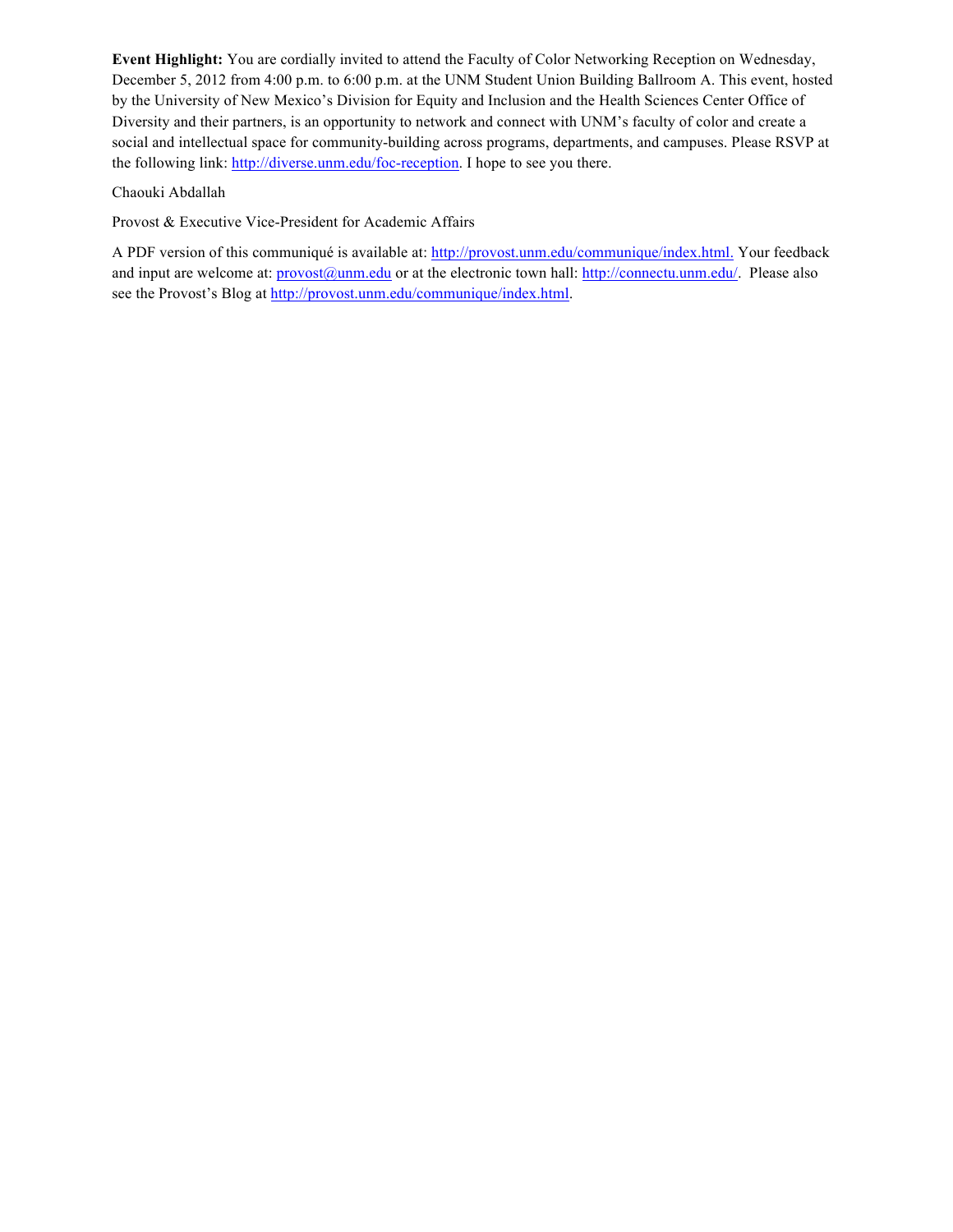**Event Highlight:** You are cordially invited to attend the Faculty of Color Networking Reception on Wednesday, December 5, 2012 from 4:00 p.m. to 6:00 p.m. at the UNM Student Union Building Ballroom A. This event, hosted by the University of New Mexico's Division for Equity and Inclusion and the Health Sciences Center Office of Diversity and their partners, is an opportunity to network and connect with UNM's faculty of color and create a social and intellectual space for community-building across programs, departments, and campuses. Please RSVP at the following link: http://diverse.unm.edu/foc-reception. I hope to see you there.

Chaouki Abdallah

Provost & Executive Vice-President for Academic Affairs

A PDF version of this communiqué is available at: http://provost.unm.edu/communique/index.html. Your feedback and input are welcome at: provost@unm.edu or at the electronic town hall: http://connectu.unm.edu/. Please also see the Provost's Blog at http://provost.unm.edu/communique/index.html.